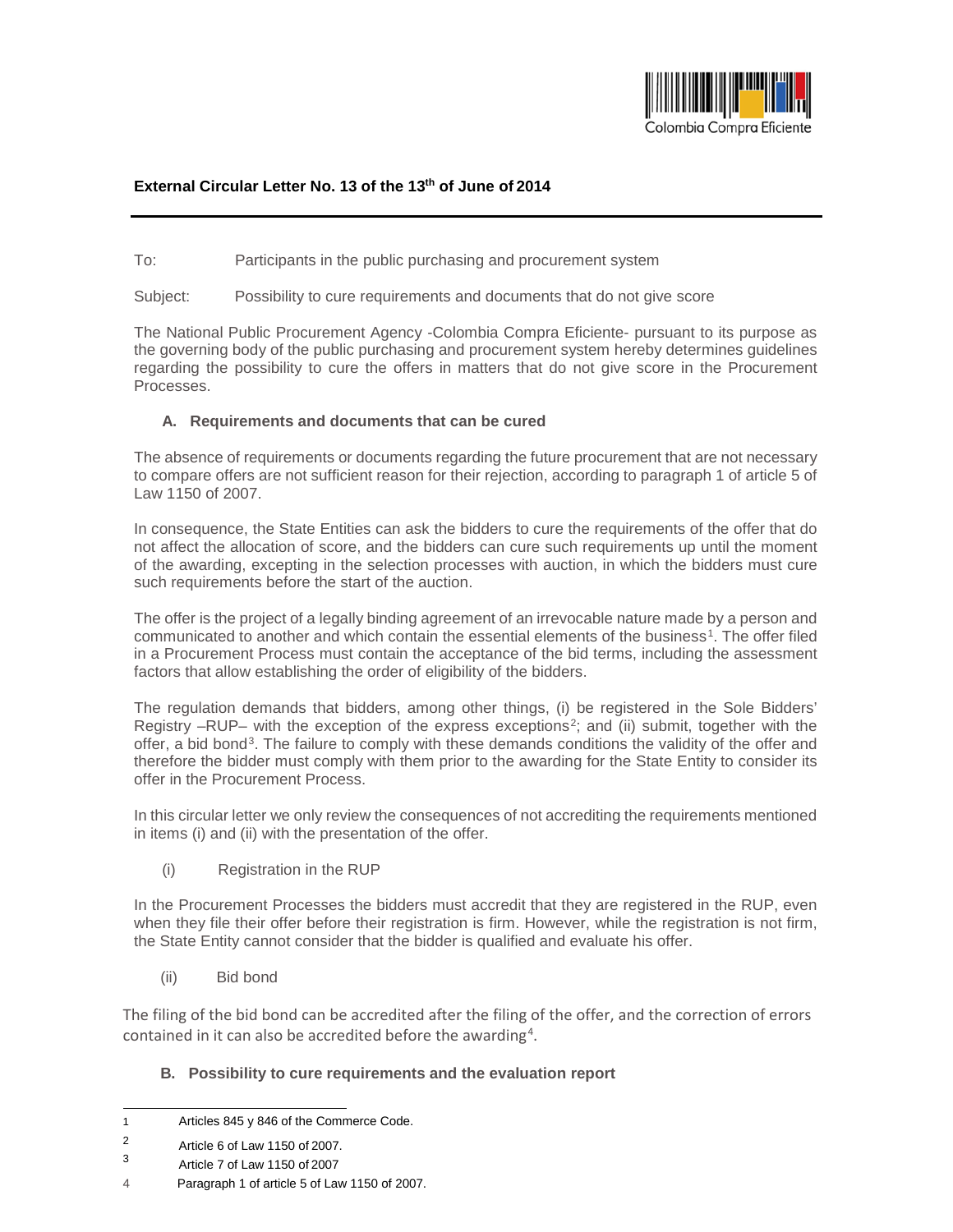Colombia Compra Eficiente

**External Circular Letter No. 13 of the 13th of June of 2014**

---

To: Participants in the public purchasing and procurement system

Subject: Possibility to cure requirements and documents that do not give score

The National Public Procurement Agency -Colombia Compra Eficiente- pursuant to its purpose as the governing body of the public purchasing and procurement system hereby determines guidelines regarding the possibility to cure the offers in matters that do not give score in the Procurement Processes.

### A. Requirements and documents that can be cured

The absence of requirements or documents regarding the future procurement that are not necessary to compare offers are not sufficient reason for their rejection, according to paragraph 1 of article 5 of Law 1150 of 2007.

In consequence, the State Entities can ask the bidders to cure the requirements of the offer that do not affect the allocation of score, and the bidders can cure such requirements up until the moment of the awarding, excepting in the selection processes with auction, in which the bidders must cure such requirements before the start of the auction.

The offer is the project of a legally binding agreement of an irrevocable nature made by a person and communicated to another and which contain the essential elements of the business[1]. The offer filed in a Procurement Process must contain the acceptance of the bid terms, including the assessment factors that allow establishing the order of eligibility of the bidders.

The regulation demands that bidders, among other things, (i) be registered in the Sole Bidders' Registry –RUP– with the exception of the express exceptions[2]; and (ii) submit, together with the offer, a bid bond[3]. The failure to comply with these demands conditions the validity of the offer and therefore the bidder must comply with them prior to the awarding for the State Entity to consider its offer in the Procurement Process.

In this circular letter we only review the consequences of not accrediting the requirements mentioned in items (i) and (ii) with the presentation of the offer.

(i) Registration in the RUP

In the Procurement Processes the bidders must accredit that they are registered in the RUP, even when they file their offer before their registration is firm. However, while the registration is not firm, the State Entity cannot consider that the bidder is qualified and evaluate his offer.

(ii) Bid bond

The filing of the bid bond can be accredited after the filing of the offer, and the correction of errors contained in it can also be accredited before the awarding[4].

### B. Possibility to cure requirements and the evaluation report

---

1 Articles 845 y 846 of the Commerce Code.

2 Article 6 of Law 1150 of 2007.

3 Article 7 of Law 1150 of 2007

4 Paragraph 1 of article 5 of Law 1150 of 2007.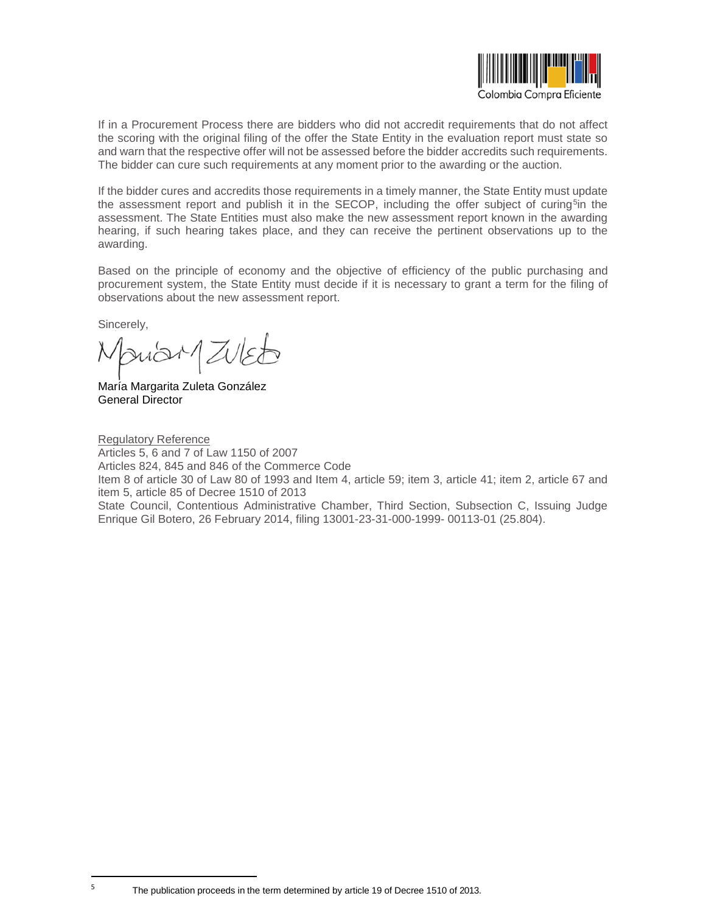If in a Procurement Process there are bidders who did not accredit requirements that do not affect the scoring with the original filing of the offer the State Entity in the evaluation report must state so and warn that the respective offer will not be assessed before the bidder accredits such requirements. The bidder can cure such requirements at any moment prior to the awarding or the auction.

If the bidder cures and accredits those requirements in a timely manner, the State Entity must update the assessment report and publish it in the SECOP, including the offer subject of curing[5] in the assessment. The State Entities must also make the new assessment report known in the awarding hearing, if such hearing takes place, and they can receive the pertinent observations up to the awarding.

Based on the principle of economy and the objective of efficiency of the public purchasing and procurement system, the State Entity must decide if it is necessary to grant a term for the filing of observations about the new assessment report.

Sincerely,

María Margarita Zuleta González
General Director

Regulatory Reference
Articles 5, 6 and 7 of Law 1150 of 2007
Articles 824, 845 and 846 of the Commerce Code
Item 8 of article 30 of Law 80 of 1993 and Item 4, article 59; item 3, article 41; item 2, article 67 and item 5, article 85 of Decree 1510 of 2013
State Council, Contentious Administrative Chamber, Third Section, Subsection C, Issuing Judge Enrique Gil Botero, 26 February 2014, filing 13001-23-31-000-1999- 00113-01 (25.804).

[5] The publication proceeds in the term determined by article 19 of Decree 1510 of 2013.